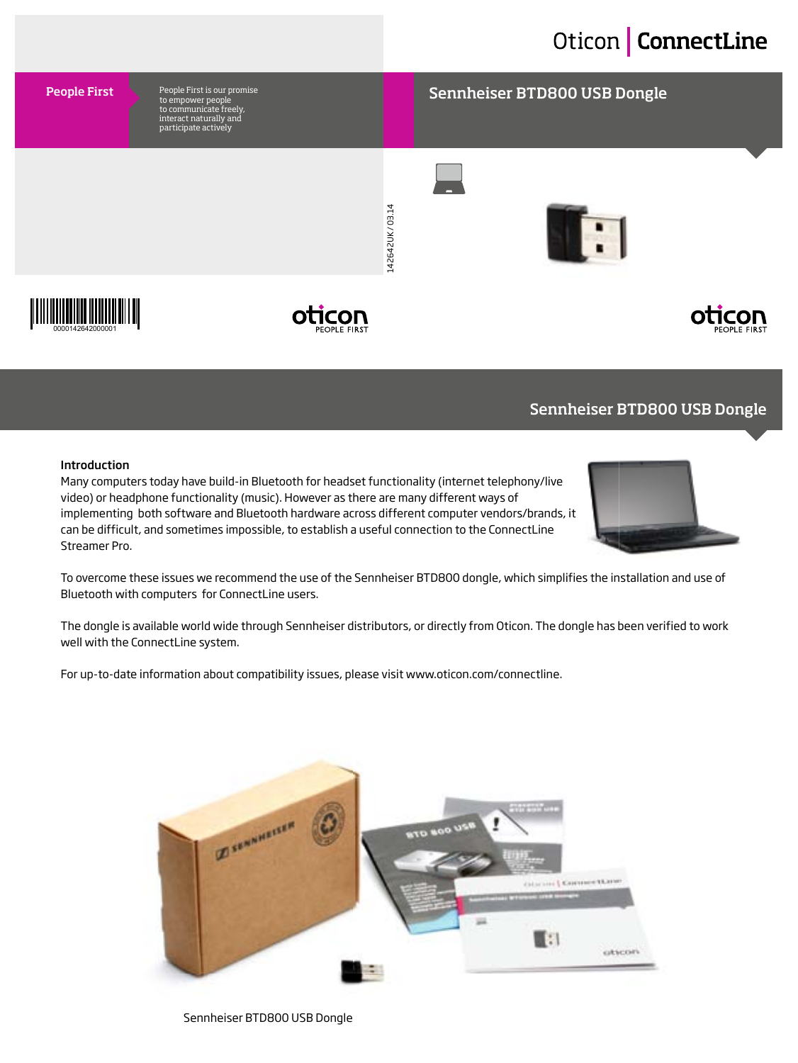Oticon | ConnectLine

**People First**

People First is our promise to empower people to communicate freely, interact naturally and participate actively

# Sennheiser BTD800 USB Dongle

142642UK / 03.14

0000142642000001

oticon PEOPLE FIRST

oticon PEOPLE FIRST

# Sennheiser BTD800 USB Dongle

**Introduction**

Many computers today have build-in Bluetooth for headset functionality (internet telephony/live video) or headphone functionality (music). However as there are many different ways of implementing both software and Bluetooth hardware across different computer vendors/brands, it can be difficult, and sometimes impossible, to establish a useful connection to the ConnectLine Streamer Pro.

To overcome these issues we recommend the use of the Sennheiser BTD800 dongle, which simplifies the installation and use of Bluetooth with computers for ConnectLine users.

The dongle is available world wide through Sennheiser distributors, or directly from Oticon. The dongle has been verified to work well with the ConnectLine system.

For up-to-date information about compatibility issues, please visit www.oticon.com/connectline.

Sennheiser BTD800 USB Dongle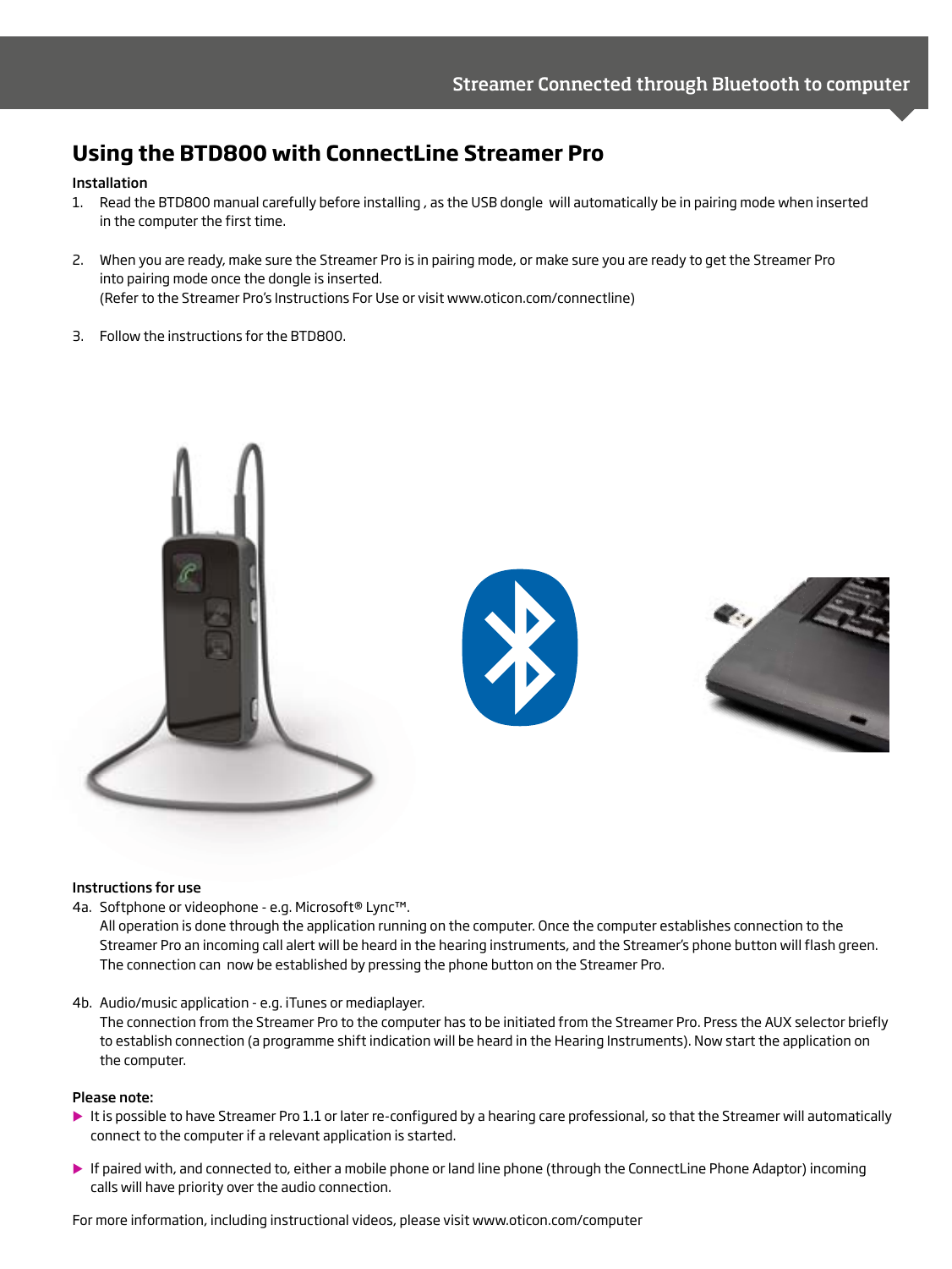## Using the BTD800 with ConnectLine Streamer Pro

**Installation**

1. Read the BTD800 manual carefully before installing , as the USB dongle will automatically be in pairing mode when inserted in the computer the first time.

2. When you are ready, make sure the Streamer Pro is in pairing mode, or make sure you are ready to get the Streamer Pro into pairing mode once the dongle is inserted.
   (Refer to the Streamer Pro's Instructions For Use or visit www.oticon.com/connectline)

3. Follow the instructions for the BTD800.

**Instructions for use**

4a. Softphone or videophone - e.g. Microsoft® Lync™.
All operation is done through the application running on the computer. Once the computer establishes connection to the Streamer Pro an incoming call alert will be heard in the hearing instruments, and the Streamer's phone button will flash green. The connection can now be established by pressing the phone button on the Streamer Pro.

4b. Audio/music application - e.g. iTunes or mediaplayer.
The connection from the Streamer Pro to the computer has to be initiated from the Streamer Pro. Press the AUX selector briefly to establish connection (a programme shift indication will be heard in the Hearing Instruments). Now start the application on the computer.

**Please note:**

- It is possible to have Streamer Pro 1.1 or later re-configured by a hearing care professional, so that the Streamer will automatically connect to the computer if a relevant application is started.
- If paired with, and connected to, either a mobile phone or land line phone (through the ConnectLine Phone Adaptor) incoming calls will have priority over the audio connection.

For more information, including instructional videos, please visit www.oticon.com/computer